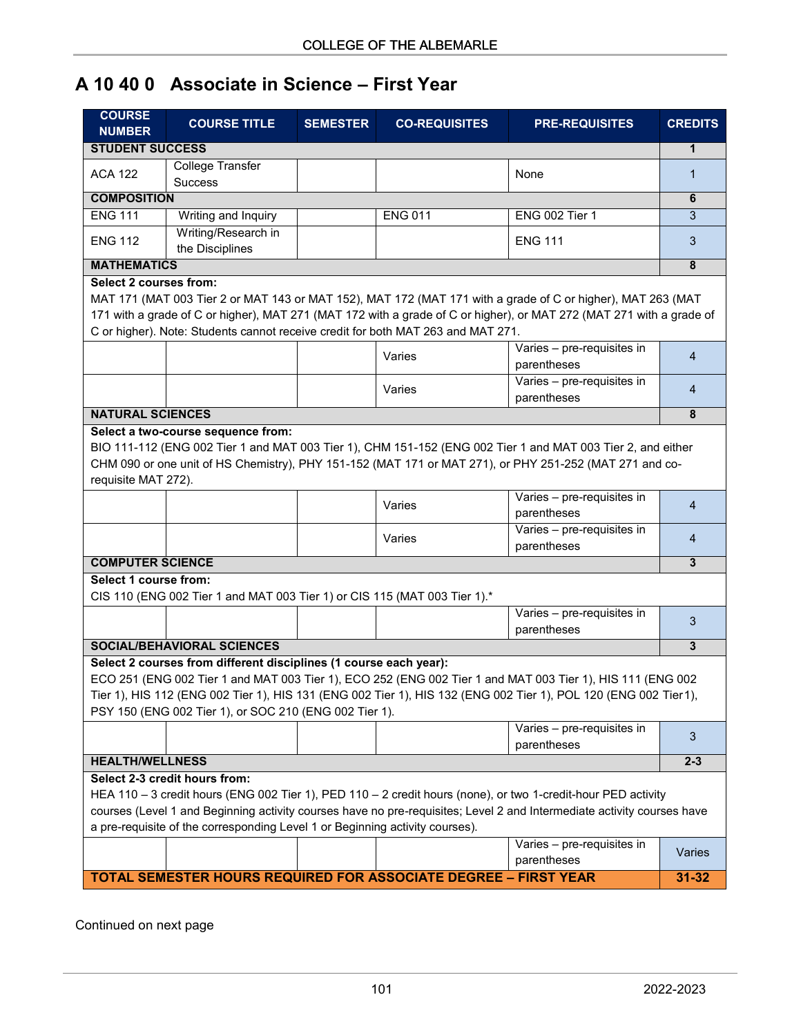# A 10 40 0 Associate in Science – First Year

| COURSE NUMBER | COURSE TITLE | SEMESTER | CO-REQUISITES | PRE-REQUISITES | CREDITS |
|---|---|---|---|---|---|
| **STUDENT SUCCESS** | | | | | **1** |
| ACA 122 | College Transfer Success | | | None | 1 |
| **COMPOSITION** | | | | | **6** |
| ENG 111 | Writing and Inquiry | | ENG 011 | ENG 002 Tier 1 | 3 |
| ENG 112 | Writing/Research in the Disciplines | | | ENG 111 | 3 |
| **MATHEMATICS** | | | | | **8** |
| **Select 2 courses from:** MAT 171 (MAT 003 Tier 2 or MAT 143 or MAT 152), MAT 172 (MAT 171 with a grade of C or higher), MAT 263 (MAT 171 with a grade of C or higher), MAT 271 (MAT 172 with a grade of C or higher), or MAT 272 (MAT 271 with a grade of C or higher). Note: Students cannot receive credit for both MAT 263 and MAT 271. | | | | | |
| | | | Varies | Varies – pre-requisites in parentheses | 4 |
| | | | Varies | Varies – pre-requisites in parentheses | 4 |
| **NATURAL SCIENCES** | | | | | **8** |
| **Select a two-course sequence from:** BIO 111-112 (ENG 002 Tier 1 and MAT 003 Tier 1), CHM 151-152 (ENG 002 Tier 1 and MAT 003 Tier 2, and either CHM 090 or one unit of HS Chemistry), PHY 151-152 (MAT 171 or MAT 271), or PHY 251-252 (MAT 271 and co-requisite MAT 272). | | | | | |
| | | | Varies | Varies – pre-requisites in parentheses | 4 |
| | | | Varies | Varies – pre-requisites in parentheses | 4 |
| **COMPUTER SCIENCE** | | | | | **3** |
| **Select 1 course from:** CIS 110 (ENG 002 Tier 1 and MAT 003 Tier 1) or CIS 115 (MAT 003 Tier 1).* | | | | | |
| | | | | Varies – pre-requisites in parentheses | 3 |
| **SOCIAL/BEHAVIORAL SCIENCES** | | | | | **3** |
| **Select 2 courses from different disciplines (1 course each year):** ECO 251 (ENG 002 Tier 1 and MAT 003 Tier 1), ECO 252 (ENG 002 Tier 1 and MAT 003 Tier 1), HIS 111 (ENG 002 Tier 1), HIS 112 (ENG 002 Tier 1), HIS 131 (ENG 002 Tier 1), HIS 132 (ENG 002 Tier 1), POL 120 (ENG 002 Tier1), PSY 150 (ENG 002 Tier 1), or SOC 210 (ENG 002 Tier 1). | | | | | |
| | | | | Varies – pre-requisites in parentheses | 3 |
| **HEALTH/WELLNESS** | | | | | **2-3** |
| **Select 2-3 credit hours from:** HEA 110 – 3 credit hours (ENG 002 Tier 1), PED 110 – 2 credit hours (none), or two 1-credit-hour PED activity courses (Level 1 and Beginning activity courses have no pre-requisites; Level 2 and Intermediate activity courses have a pre-requisite of the corresponding Level 1 or Beginning activity courses). | | | | | |
| | | | | Varies – pre-requisites in parentheses | Varies |
| **TOTAL SEMESTER HOURS REQUIRED FOR ASSOCIATE DEGREE – FIRST YEAR** | | | | | **31-32** |

Continued on next page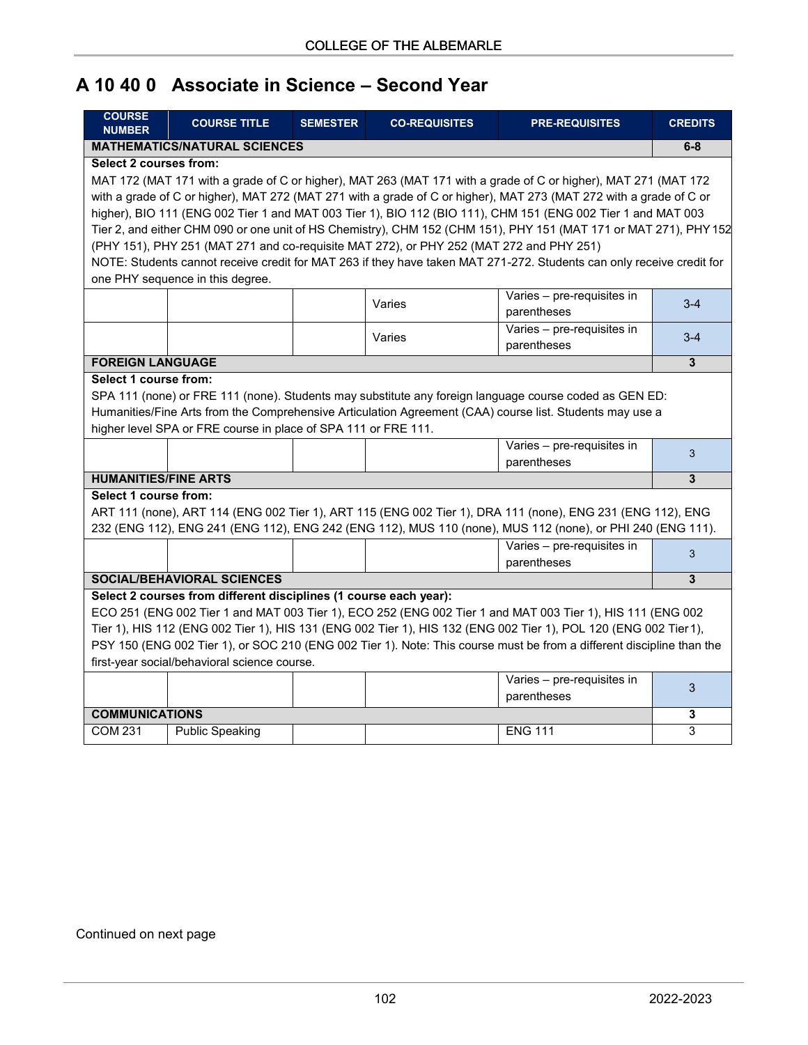# A 10 40 0 Associate in Science – Second Year

| COURSE NUMBER | COURSE TITLE | SEMESTER | CO-REQUISITES | PRE-REQUISITES | CREDITS |
|---|---|---|---|---|---|
| **MATHEMATICS/NATURAL SCIENCES** | | | | | **6-8** |
| **Select 2 courses from:** MAT 172 (MAT 171 with a grade of C or higher), MAT 263 (MAT 171 with a grade of C or higher), MAT 271 (MAT 172 with a grade of C or higher), MAT 272 (MAT 271 with a grade of C or higher), MAT 273 (MAT 272 with a grade of C or higher), BIO 111 (ENG 002 Tier 1 and MAT 003 Tier 1), BIO 112 (BIO 111), CHM 151 (ENG 002 Tier 1 and MAT 003 Tier 2, and either CHM 090 or one unit of HS Chemistry), CHM 152 (CHM 151), PHY 151 (MAT 171 or MAT 271), PHY 152 (PHY 151), PHY 251 (MAT 271 and co-requisite MAT 272), or PHY 252 (MAT 272 and PHY 251) NOTE: Students cannot receive credit for MAT 263 if they have taken MAT 271-272. Students can only receive credit for one PHY sequence in this degree. | | | | | |
| | | | Varies | Varies – pre-requisites in parentheses | 3-4 |
| | | | Varies | Varies – pre-requisites in parentheses | 3-4 |
| **FOREIGN LANGUAGE** | | | | | **3** |
| **Select 1 course from:** SPA 111 (none) or FRE 111 (none). Students may substitute any foreign language course coded as GEN ED: Humanities/Fine Arts from the Comprehensive Articulation Agreement (CAA) course list. Students may use a higher level SPA or FRE course in place of SPA 111 or FRE 111. | | | | | |
| | | | | Varies – pre-requisites in parentheses | 3 |
| **HUMANITIES/FINE ARTS** | | | | | **3** |
| **Select 1 course from:** ART 111 (none), ART 114 (ENG 002 Tier 1), ART 115 (ENG 002 Tier 1), DRA 111 (none), ENG 231 (ENG 112), ENG 232 (ENG 112), ENG 241 (ENG 112), ENG 242 (ENG 112), MUS 110 (none), MUS 112 (none), or PHI 240 (ENG 111). | | | | | |
| | | | | Varies – pre-requisites in parentheses | 3 |
| **SOCIAL/BEHAVIORAL SCIENCES** | | | | | **3** |
| **Select 2 courses from different disciplines (1 course each year):** ECO 251 (ENG 002 Tier 1 and MAT 003 Tier 1), ECO 252 (ENG 002 Tier 1 and MAT 003 Tier 1), HIS 111 (ENG 002 Tier 1), HIS 112 (ENG 002 Tier 1), HIS 131 (ENG 002 Tier 1), HIS 132 (ENG 002 Tier 1), POL 120 (ENG 002 Tier 1), PSY 150 (ENG 002 Tier 1), or SOC 210 (ENG 002 Tier 1). Note: This course must be from a different discipline than the first-year social/behavioral science course. | | | | | |
| | | | | Varies – pre-requisites in parentheses | 3 |
| **COMMUNICATIONS** | | | | | **3** |
| COM 231 | Public Speaking | | | ENG 111 | 3 |

Continued on next page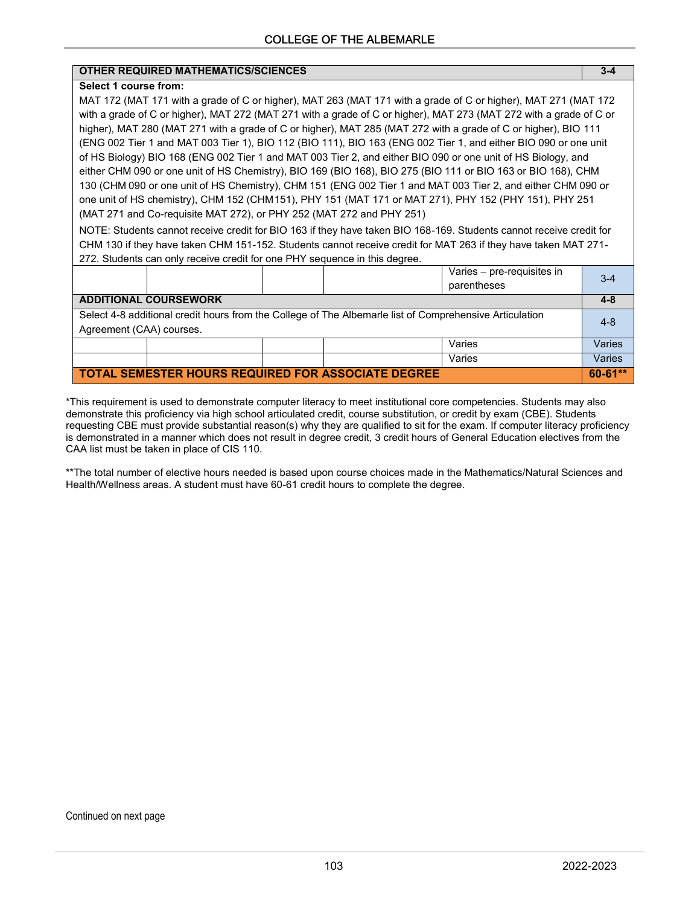| OTHER REQUIRED MATHEMATICS/SCIENCES | | | | | 3-4 |
|---|---|---|---|---|---|
| **Select 1 course from:** MAT 172 (MAT 171 with a grade of C or higher), MAT 263 (MAT 171 with a grade of C or higher), MAT 271 (MAT 172 with a grade of C or higher), MAT 272 (MAT 271 with a grade of C or higher), MAT 273 (MAT 272 with a grade of C or higher), MAT 280 (MAT 271 with a grade of C or higher), MAT 285 (MAT 272 with a grade of C or higher), BIO 111 (ENG 002 Tier 1 and MAT 003 Tier 1), BIO 112 (BIO 111), BIO 163 (ENG 002 Tier 1, and either BIO 090 or one unit of HS Biology) BIO 168 (ENG 002 Tier 1 and MAT 003 Tier 2, and either BIO 090 or one unit of HS Biology, and either CHM 090 or one unit of HS Chemistry), BIO 169 (BIO 168), BIO 275 (BIO 111 or BIO 163 or BIO 168), CHM 130 (CHM 090 or one unit of HS Chemistry), CHM 151 (ENG 002 Tier 1 and MAT 003 Tier 2, and either CHM 090 or one unit of HS chemistry), CHM 152 (CHM151), PHY 151 (MAT 171 or MAT 271), PHY 152 (PHY 151), PHY 251 (MAT 271 and Co-requisite MAT 272), or PHY 252 (MAT 272 and PHY 251) NOTE: Students cannot receive credit for BIO 163 if they have taken BIO 168-169. Students cannot receive credit for CHM 130 if they have taken CHM 151-152. Students cannot receive credit for MAT 263 if they have taken MAT 271-272. Students can only receive credit for one PHY sequence in this degree. | | | | | |
| | | | | Varies – pre-requisites in parentheses | 3-4 |
| **ADDITIONAL COURSEWORK** | | | | | **4-8** |
| Select 4-8 additional credit hours from the College of The Albemarle list of Comprehensive Articulation Agreement (CAA) courses. | | | | | 4-8 |
| | | | | Varies | Varies |
| | | | | Varies | Varies |
| **TOTAL SEMESTER HOURS REQUIRED FOR ASSOCIATE DEGREE** | | | | | **60-61\*\*** |

*This requirement is used to demonstrate computer literacy to meet institutional core competencies. Students may also demonstrate this proficiency via high school articulated credit, course substitution, or credit by exam (CBE). Students requesting CBE must provide substantial reason(s) why they are qualified to sit for the exam. If computer literacy proficiency is demonstrated in a manner which does not result in degree credit, 3 credit hours of General Education electives from the CAA list must be taken in place of CIS 110.

**The total number of elective hours needed is based upon course choices made in the Mathematics/Natural Sciences and Health/Wellness areas. A student must have 60-61 credit hours to complete the degree.

Continued on next page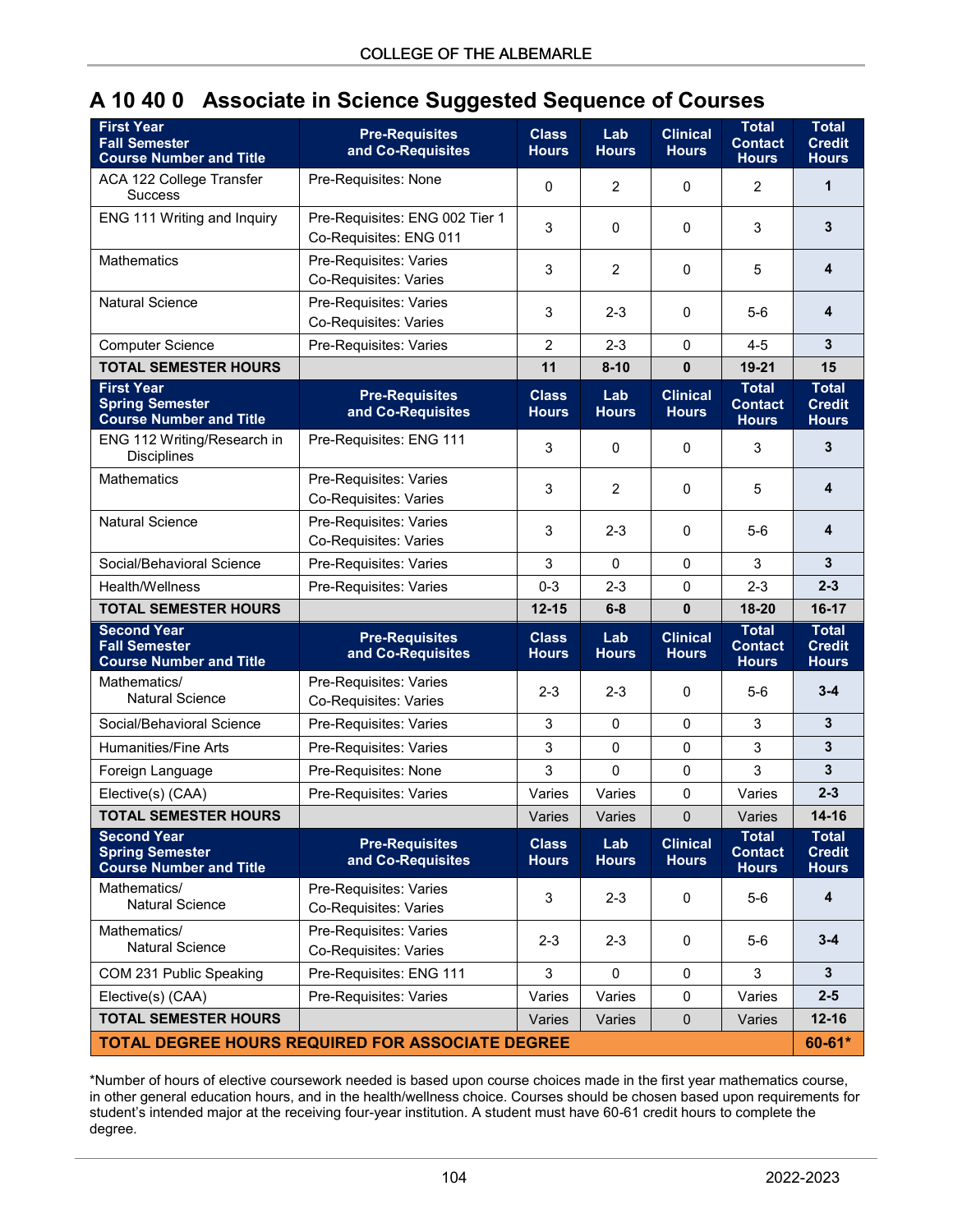# A 10 40 0 Associate in Science Suggested Sequence of Courses

| First Year Fall Semester Course Number and Title | Pre-Requisites and Co-Requisites | Class Hours | Lab Hours | Clinical Hours | Total Contact Hours | Total Credit Hours |
|---|---|---|---|---|---|---|
| ACA 122 College Transfer Success | Pre-Requisites: None | 0 | 2 | 0 | 2 | **1** |
| ENG 111 Writing and Inquiry | Pre-Requisites: ENG 002 Tier 1 Co-Requisites: ENG 011 | 3 | 0 | 0 | 3 | **3** |
| Mathematics | Pre-Requisites: Varies Co-Requisites: Varies | 3 | 2 | 0 | 5 | **4** |
| Natural Science | Pre-Requisites: Varies Co-Requisites: Varies | 3 | 2-3 | 0 | 5-6 | **4** |
| Computer Science | Pre-Requisites: Varies | 2 | 2-3 | 0 | 4-5 | **3** |
| **TOTAL SEMESTER HOURS** | | **11** | **8-10** | **0** | **19-21** | **15** |
| **First Year Spring Semester Course Number and Title** | **Pre-Requisites and Co-Requisites** | **Class Hours** | **Lab Hours** | **Clinical Hours** | **Total Contact Hours** | **Total Credit Hours** |
| ENG 112 Writing/Research in Disciplines | Pre-Requisites: ENG 111 | 3 | 0 | 0 | 3 | **3** |
| Mathematics | Pre-Requisites: Varies Co-Requisites: Varies | 3 | 2 | 0 | 5 | **4** |
| Natural Science | Pre-Requisites: Varies Co-Requisites: Varies | 3 | 2-3 | 0 | 5-6 | **4** |
| Social/Behavioral Science | Pre-Requisites: Varies | 3 | 0 | 0 | 3 | **3** |
| Health/Wellness | Pre-Requisites: Varies | 0-3 | 2-3 | 0 | 2-3 | **2-3** |
| **TOTAL SEMESTER HOURS** | | **12-15** | **6-8** | **0** | **18-20** | **16-17** |
| **Second Year Fall Semester Course Number and Title** | **Pre-Requisites and Co-Requisites** | **Class Hours** | **Lab Hours** | **Clinical Hours** | **Total Contact Hours** | **Total Credit Hours** |
| Mathematics/ Natural Science | Pre-Requisites: Varies Co-Requisites: Varies | 2-3 | 2-3 | 0 | 5-6 | **3-4** |
| Social/Behavioral Science | Pre-Requisites: Varies | 3 | 0 | 0 | 3 | **3** |
| Humanities/Fine Arts | Pre-Requisites: Varies | 3 | 0 | 0 | 3 | **3** |
| Foreign Language | Pre-Requisites: None | 3 | 0 | 0 | 3 | **3** |
| Elective(s) (CAA) | Pre-Requisites: Varies | Varies | Varies | 0 | Varies | **2-3** |
| **TOTAL SEMESTER HOURS** | | Varies | Varies | 0 | Varies | **14-16** |
| **Second Year Spring Semester Course Number and Title** | **Pre-Requisites and Co-Requisites** | **Class Hours** | **Lab Hours** | **Clinical Hours** | **Total Contact Hours** | **Total Credit Hours** |
| Mathematics/ Natural Science | Pre-Requisites: Varies Co-Requisites: Varies | 3 | 2-3 | 0 | 5-6 | **4** |
| Mathematics/ Natural Science | Pre-Requisites: Varies Co-Requisites: Varies | 2-3 | 2-3 | 0 | 5-6 | **3-4** |
| COM 231 Public Speaking | Pre-Requisites: ENG 111 | 3 | 0 | 0 | 3 | **3** |
| Elective(s) (CAA) | Pre-Requisites: Varies | Varies | Varies | 0 | Varies | **2-5** |
| **TOTAL SEMESTER HOURS** | | Varies | Varies | 0 | Varies | **12-16** |
| **TOTAL DEGREE HOURS REQUIRED FOR ASSOCIATE DEGREE** | | | | | | **60-61*** |

*Number of hours of elective coursework needed is based upon course choices made in the first year mathematics course, in other general education hours, and in the health/wellness choice. Courses should be chosen based upon requirements for student's intended major at the receiving four-year institution. A student must have 60-61 credit hours to complete the degree.